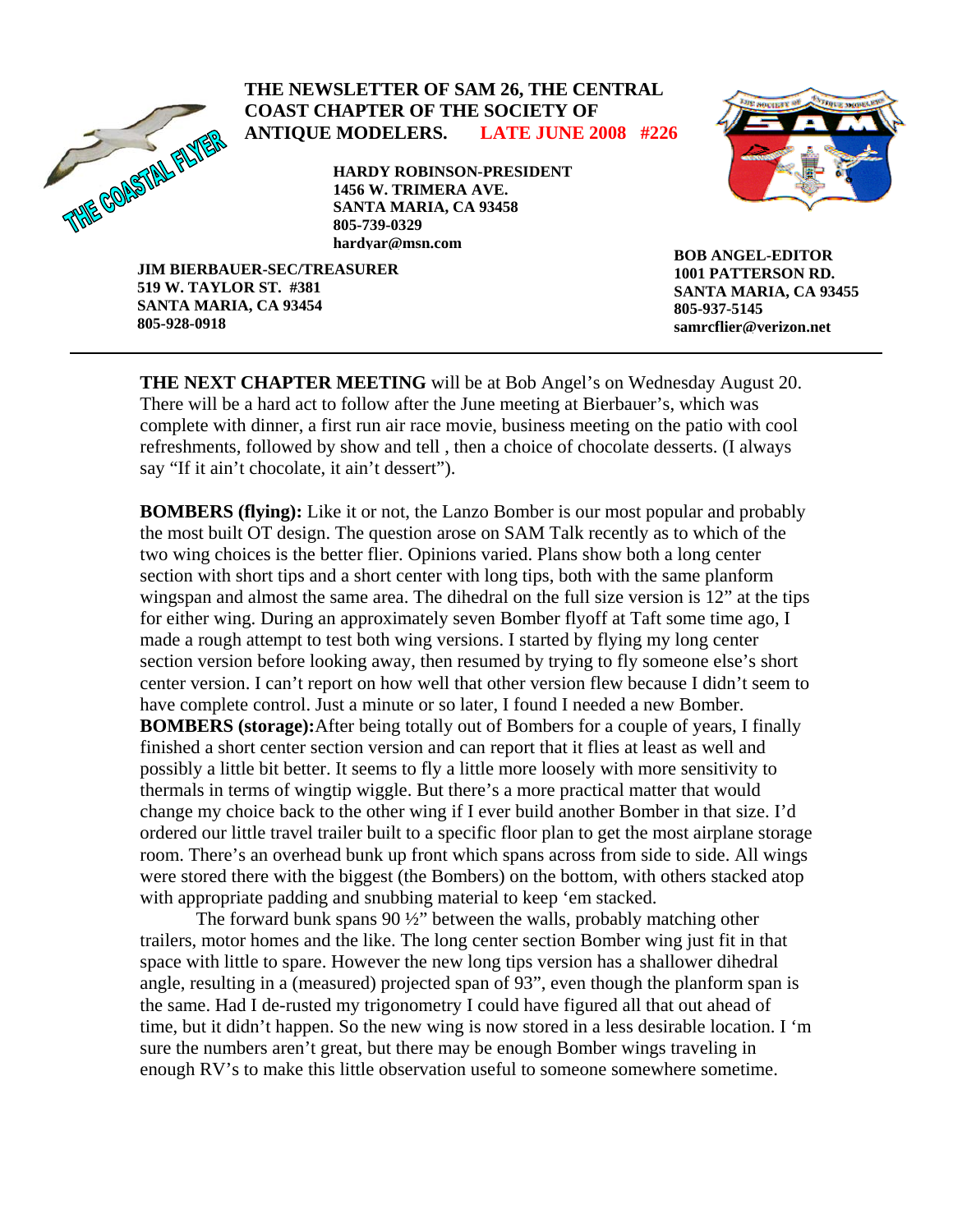THE COASTAL FLYER

# THE NEWSLETTER OF SAM 26, THE CENTRAL COAST CHAPTER OF THE SOCIETY OF ANTIQUE MODELERS. LATE JUNE 2008 #226

**HARDY ROBINSON-PRESIDENT**
**1456 W. TRIMERA AVE.**
**SANTA MARIA, CA 93458**
**805-739-0329**
**hardyar@msn.com**

**JIM BIERBAUER-SEC/TREASURER**
**519 W. TAYLOR ST. #381**
**SANTA MARIA, CA 93454**
**805-928-0918**

**BOB ANGEL-EDITOR**
**1001 PATTERSON RD.**
**SANTA MARIA, CA 93455**
**805-937-5145**
**samrcflier@verizon.net**

---

**THE NEXT CHAPTER MEETING** will be at Bob Angel's on Wednesday August 20. There will be a hard act to follow after the June meeting at Bierbauer's, which was complete with dinner, a first run air race movie, business meeting on the patio with cool refreshments, followed by show and tell , then a choice of chocolate desserts. (I always say "If it ain't chocolate, it ain't dessert").

**BOMBERS (flying):** Like it or not, the Lanzo Bomber is our most popular and probably the most built OT design. The question arose on SAM Talk recently as to which of the two wing choices is the better flier. Opinions varied. Plans show both a long center section with short tips and a short center with long tips, both with the same planform wingspan and almost the same area. The dihedral on the full size version is 12" at the tips for either wing. During an approximately seven Bomber flyoff at Taft some time ago, I made a rough attempt to test both wing versions. I started by flying my long center section version before looking away, then resumed by trying to fly someone else's short center version. I can't report on how well that other version flew because I didn't seem to have complete control. Just a minute or so later, I found I needed a new Bomber.
**BOMBERS (storage):**After being totally out of Bombers for a couple of years, I finally finished a short center section version and can report that it flies at least as well and possibly a little bit better. It seems to fly a little more loosely with more sensitivity to thermals in terms of wingtip wiggle. But there's a more practical matter that would change my choice back to the other wing if I ever build another Bomber in that size. I'd ordered our little travel trailer built to a specific floor plan to get the most airplane storage room. There's an overhead bunk up front which spans across from side to side. All wings were stored there with the biggest (the Bombers) on the bottom, with others stacked atop with appropriate padding and snubbing material to keep 'em stacked.

The forward bunk spans 90 ½" between the walls, probably matching other trailers, motor homes and the like. The long center section Bomber wing just fit in that space with little to spare. However the new long tips version has a shallower dihedral angle, resulting in a (measured) projected span of 93", even though the planform span is the same. Had I de-rusted my trigonometry I could have figured all that out ahead of time, but it didn't happen. So the new wing is now stored in a less desirable location. I 'm sure the numbers aren't great, but there may be enough Bomber wings traveling in enough RV's to make this little observation useful to someone somewhere sometime.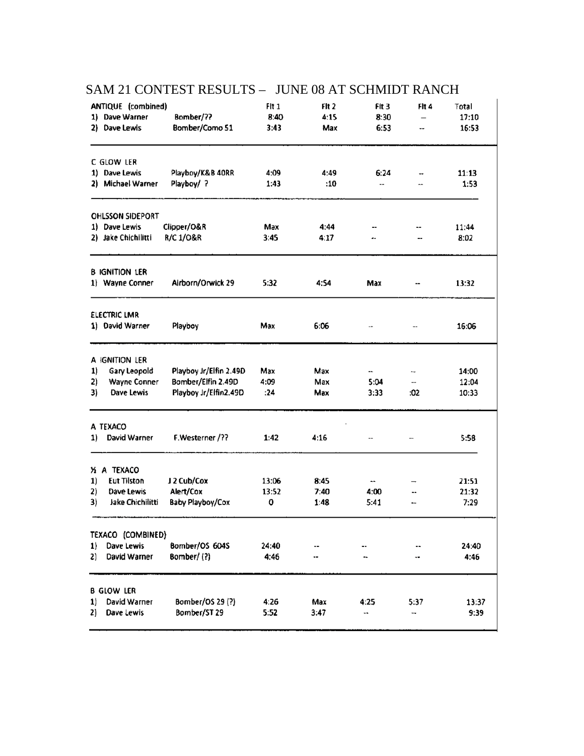# SAM 21 CONTEST RESULTS – JUNE 08 AT SCHMIDT RANCH

| ANTIQUE (combined) | | Flt 1 | Flt 2 | Flt 3 | Flt 4 | Total |
|---|---|---|---|---|---|---|
| 1) Dave Warner | Bomber/?? | 8:40 | 4:15 | 8:30 | – | 17:10 |
| 2) Dave Lewis | Bomber/Como 51 | 3:43 | Max | 6:53 | -- | 16:53 |
| **C GLOW LER** | | | | | | |
| 1) Dave Lewis | Playboy/K&B 40RR | 4:09 | 4:49 | 6:24 | -- | 11:13 |
| 2) Michael Warner | Playboy/ ? | 1:43 | :10 | -- | -- | 1:53 |
| **OHLSSON SIDEPORT** | | | | | | |
| 1) Dave Lewis | Clipper/O&R | Max | 4:44 | -- | -- | 11:44 |
| 2) Jake Chichilitti | R/C 1/O&R | 3:45 | 4:17 | -- | -- | 8:02 |
| **B IGNITION LER** | | | | | | |
| 1) Wayne Conner | Airborn/Orwick 29 | 5:32 | 4:54 | Max | -- | 13:32 |
| **ELECTRIC LMR** | | | | | | |
| 1) David Warner | Playboy | Max | 6:06 | -- | -- | 16:06 |
| **A IGNITION LER** | | | | | | |
| 1) Gary Leopold | Playboy Jr/Elfin 2.49D | Max | Max | -- | -- | 14:00 |
| 2) Wayne Conner | Bomber/Elfin 2.49D | 4:09 | Max | 5:04 | -- | 12:04 |
| 3) Dave Lewis | Playboy Jr/Elfin2.49D | :24 | Max | 3:33 | :02 | 10:33 |
| **A TEXACO** | | | | | | |
| 1) David Warner | F.Westerner /?? | 1:42 | 4:16 | -- | -- | 5:58 |
| **½ A TEXACO** | | | | | | |
| 1) Eut Tilston | J 2 Cub/Cox | 13:06 | 8:45 | -- | -- | 21:51 |
| 2) Dave Lewis | Alert/Cox | 13:52 | 7:40 | 4:00 | -- | 21:32 |
| 3) Jake Chichilitti | Baby Playboy/Cox | 0 | 1:48 | 5:41 | -- | 7:29 |
| **TEXACO (COMBINED)** | | | | | | |
| 1) Dave Lewis | Bomber/OS 604S | 24:40 | -- | -- | -- | 24:40 |
| 2) David Warner | Bomber/ (?) | 4:46 | -- | -- | -- | 4:46 |
| **B GLOW LER** | | | | | | |
| 1) David Warner | Bomber/OS 29 (?) | 4:26 | Max | 4:25 | 5:37 | 13:37 |
| 2) Dave Lewis | Bomber/ST 29 | 5:52 | 3:47 | -- | -- | 9:39 |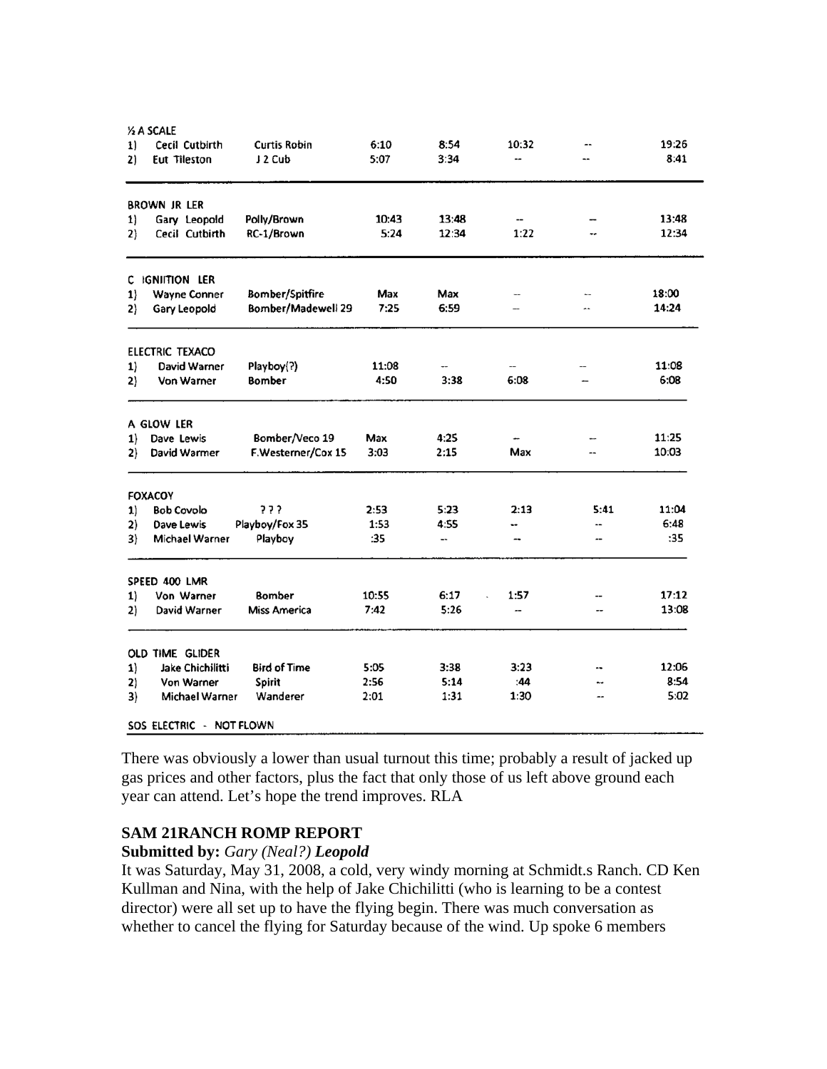| ½ A SCALE | | | | | | | |
|---|---|---|---|---|---|---|---|
| 1) | Cecil Cutbirth | Curtis Robin | 6:10 | 8:54 | 10:32 | -- | 19:26 |
| 2) | Eut Tileston | J 2 Cub | 5:07 | 3:34 | -- | -- | 8:41 |

| BROWN JR LER | | | | | | | |
|---|---|---|---|---|---|---|---|
| 1) | Gary Leopold | Polly/Brown | 10:43 | 13:48 | -- | -- | 13:48 |
| 2) | Cecil Cutbirth | RC-1/Brown | 5:24 | 12:34 | 1:22 | -- | 12:34 |

| C IGNIITION LER | | | | | | | |
|---|---|---|---|---|---|---|---|
| 1) | Wayne Conner | Bomber/Spitfire | Max | Max | -- | -- | 18:00 |
| 2) | Gary Leopold | Bomber/Madewell 29 | 7:25 | 6:59 | -- | -- | 14:24 |

| ELECTRIC TEXACO | | | | | | | |
|---|---|---|---|---|---|---|---|
| 1) | David Warner | Playboy(?) | 11:08 | -- | -- | -- | 11:08 |
| 2) | Von Warner | Bomber | 4:50 | 3:38 | 6:08 | -- | 6:08 |

| A GLOW LER | | | | | | | |
|---|---|---|---|---|---|---|---|
| 1) | Dave Lewis | Bomber/Veco 19 | Max | 4:25 | -- | -- | 11:25 |
| 2) | David Warmer | F.Westerner/Cox 15 | 3:03 | 2:15 | Max | -- | 10:03 |

| FOXACOY | | | | | | | |
|---|---|---|---|---|---|---|---|
| 1) | Bob Covolo | ? ? ? | 2:53 | 5:23 | 2:13 | 5:41 | 11:04 |
| 2) | Dave Lewis | Playboy/Fox 35 | 1:53 | 4:55 | -- | -- | 6:48 |
| 3) | Michael Warner | Playboy | :35 | -- | -- | -- | :35 |

| SPEED 400 LMR | | | | | | | |
|---|---|---|---|---|---|---|---|
| 1) | Von Warner | Bomber | 10:55 | 6:17 | 1:57 | -- | 17:12 |
| 2) | David Warner | Miss America | 7:42 | 5:26 | -- | -- | 13:08 |

| OLD TIME GLIDER | | | | | | | |
|---|---|---|---|---|---|---|---|
| 1) | Jake Chichilitti | Bird of Time | 5:05 | 3:38 | 3:23 | -- | 12:06 |
| 2) | Von Warner | Spirit | 2:56 | 5:14 | :44 | -- | 8:54 |
| 3) | Michael Warner | Wanderer | 2:01 | 1:31 | 1:30 | -- | 5:02 |

SOS ELECTRIC - NOT FLOWN

There was obviously a lower than usual turnout this time; probably a result of jacked up gas prices and other factors, plus the fact that only those of us left above ground each year can attend. Let's hope the trend improves. RLA

### SAM 21RANCH ROMP REPORT

**Submitted by:** *Gary (Neal?)* ***Leopold***

It was Saturday, May 31, 2008, a cold, very windy morning at Schmidt.s Ranch. CD Ken Kullman and Nina, with the help of Jake Chichilitti (who is learning to be a contest director) were all set up to have the flying begin. There was much conversation as whether to cancel the flying for Saturday because of the wind. Up spoke 6 members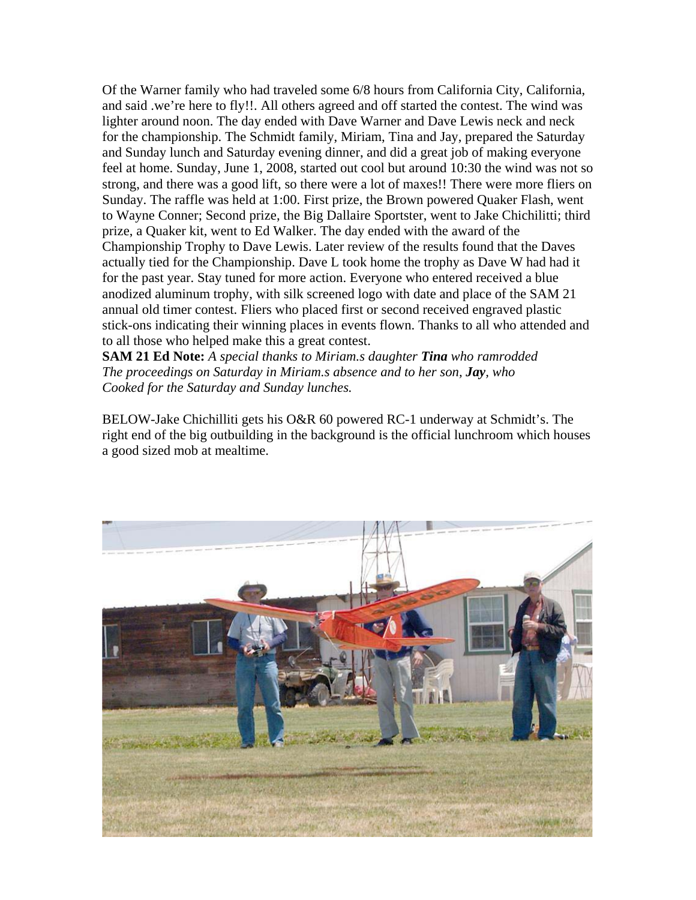Of the Warner family who had traveled some 6/8 hours from California City, California, and said .we’re here to fly!!. All others agreed and off started the contest. The wind was lighter around noon. The day ended with Dave Warner and Dave Lewis neck and neck for the championship. The Schmidt family, Miriam, Tina and Jay, prepared the Saturday and Sunday lunch and Saturday evening dinner, and did a great job of making everyone feel at home. Sunday, June 1, 2008, started out cool but around 10:30 the wind was not so strong, and there was a good lift, so there were a lot of maxes!! There were more fliers on Sunday. The raffle was held at 1:00. First prize, the Brown powered Quaker Flash, went to Wayne Conner; Second prize, the Big Dallaire Sportster, went to Jake Chichilitti; third prize, a Quaker kit, went to Ed Walker. The day ended with the award of the Championship Trophy to Dave Lewis. Later review of the results found that the Daves actually tied for the Championship. Dave L took home the trophy as Dave W had had it for the past year. Stay tuned for more action. Everyone who entered received a blue anodized aluminum trophy, with silk screened logo with date and place of the SAM 21 annual old timer contest. Fliers who placed first or second received engraved plastic stick-ons indicating their winning places in events flown. Thanks to all who attended and to all those who helped make this a great contest.

**SAM 21 Ed Note:** *A special thanks to Miriam.s daughter **Tina** who ramrodded The proceedings on Saturday in Miriam.s absence and to her son, **Jay**, who Cooked for the Saturday and Sunday lunches.*

BELOW-Jake Chichilliti gets his O&R 60 powered RC-1 underway at Schmidt’s. The right end of the big outbuilding in the background is the official lunchroom which houses a good sized mob at mealtime.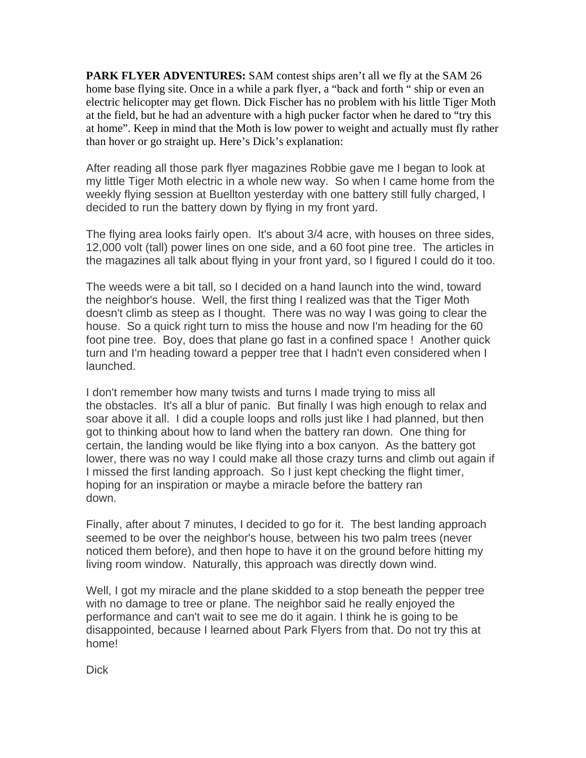**PARK FLYER ADVENTURES:** SAM contest ships aren't all we fly at the SAM 26 home base flying site. Once in a while a park flyer, a "back and forth " ship or even an electric helicopter may get flown. Dick Fischer has no problem with his little Tiger Moth at the field, but he had an adventure with a high pucker factor when he dared to "try this at home". Keep in mind that the Moth is low power to weight and actually must fly rather than hover or go straight up. Here's Dick's explanation:

After reading all those park flyer magazines Robbie gave me I began to look at my little Tiger Moth electric in a whole new way. So when I came home from the weekly flying session at Buellton yesterday with one battery still fully charged, I decided to run the battery down by flying in my front yard.

The flying area looks fairly open. It's about 3/4 acre, with houses on three sides, 12,000 volt (tall) power lines on one side, and a 60 foot pine tree. The articles in the magazines all talk about flying in your front yard, so I figured I could do it too.

The weeds were a bit tall, so I decided on a hand launch into the wind, toward the neighbor's house. Well, the first thing I realized was that the Tiger Moth doesn't climb as steep as I thought. There was no way I was going to clear the house. So a quick right turn to miss the house and now I'm heading for the 60 foot pine tree. Boy, does that plane go fast in a confined space ! Another quick turn and I'm heading toward a pepper tree that I hadn't even considered when I launched.

I don't remember how many twists and turns I made trying to miss all the obstacles. It's all a blur of panic. But finally I was high enough to relax and soar above it all. I did a couple loops and rolls just like I had planned, but then got to thinking about how to land when the battery ran down. One thing for certain, the landing would be like flying into a box canyon. As the battery got lower, there was no way I could make all those crazy turns and climb out again if I missed the first landing approach. So I just kept checking the flight timer, hoping for an inspiration or maybe a miracle before the battery ran down.

Finally, after about 7 minutes, I decided to go for it. The best landing approach seemed to be over the neighbor's house, between his two palm trees (never noticed them before), and then hope to have it on the ground before hitting my living room window. Naturally, this approach was directly down wind.

Well, I got my miracle and the plane skidded to a stop beneath the pepper tree with no damage to tree or plane. The neighbor said he really enjoyed the performance and can't wait to see me do it again. I think he is going to be disappointed, because I learned about Park Flyers from that. Do not try this at home!

Dick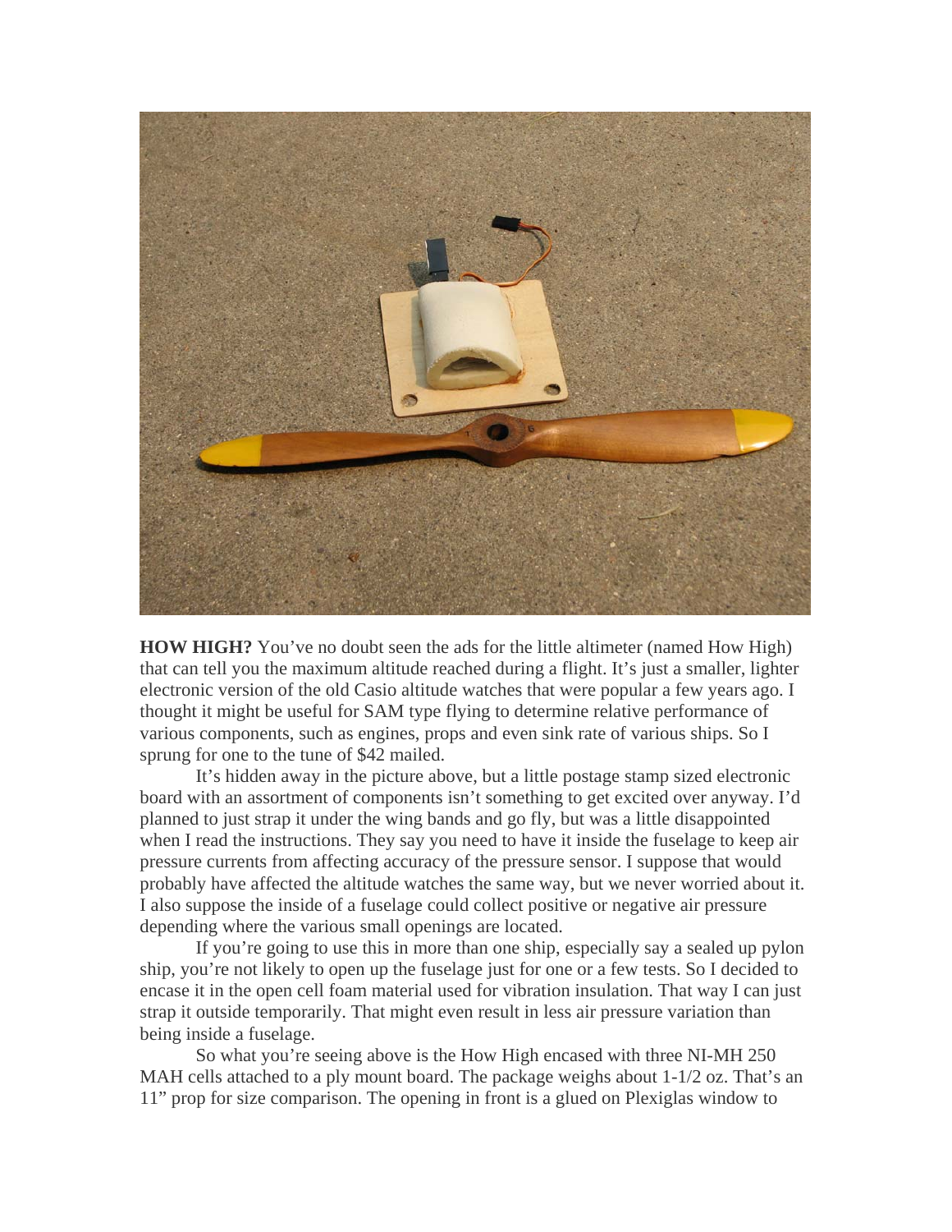**HOW HIGH?** You've no doubt seen the ads for the little altimeter (named How High) that can tell you the maximum altitude reached during a flight. It's just a smaller, lighter electronic version of the old Casio altitude watches that were popular a few years ago. I thought it might be useful for SAM type flying to determine relative performance of various components, such as engines, props and even sink rate of various ships. So I sprung for one to the tune of $42 mailed.

It's hidden away in the picture above, but a little postage stamp sized electronic board with an assortment of components isn't something to get excited over anyway. I'd planned to just strap it under the wing bands and go fly, but was a little disappointed when I read the instructions. They say you need to have it inside the fuselage to keep air pressure currents from affecting accuracy of the pressure sensor. I suppose that would probably have affected the altitude watches the same way, but we never worried about it. I also suppose the inside of a fuselage could collect positive or negative air pressure depending where the various small openings are located.

If you're going to use this in more than one ship, especially say a sealed up pylon ship, you're not likely to open up the fuselage just for one or a few tests. So I decided to encase it in the open cell foam material used for vibration insulation. That way I can just strap it outside temporarily. That might even result in less air pressure variation than being inside a fuselage.

So what you're seeing above is the How High encased with three NI-MH 250 MAH cells attached to a ply mount board. The package weighs about 1-1/2 oz. That's an 11" prop for size comparison. The opening in front is a glued on Plexiglas window to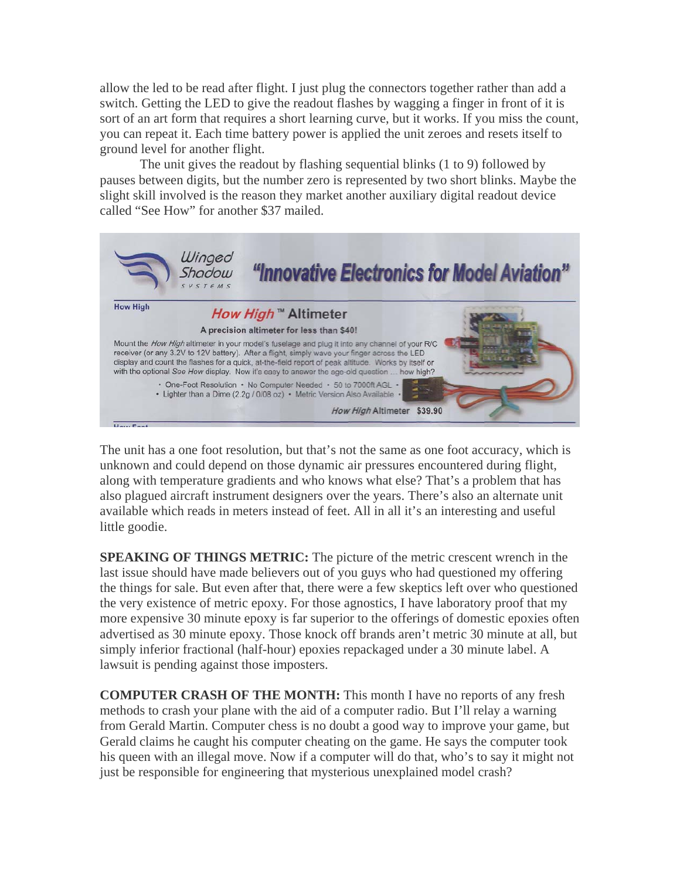allow the led to be read after flight. I just plug the connectors together rather than add a switch. Getting the LED to give the readout flashes by wagging a finger in front of it is sort of an art form that requires a short learning curve, but it works. If you miss the count, you can repeat it. Each time battery power is applied the unit zeroes and resets itself to ground level for another flight.

The unit gives the readout by flashing sequential blinks (1 to 9) followed by pauses between digits, but the number zero is represented by two short blinks. Maybe the slight skill involved is the reason they market another auxiliary digital readout device called "See How" for another $37 mailed.

Winged Shadow SYSTEMS "Innovative Electronics for Model Aviation"

How High

*How High*™ Altimeter

A precision altimeter for less than $40!

Mount the *How High* altimeter in your model's fuselage and plug it into any channel of your R/C receiver (or any 3.2V to 12V battery). After a flight, simply wave your finger across the LED display and count the flashes for a quick, at-the-field report of peak altitude. Works by itself or with the optional *See How* display. Now it's easy to answer the age-old question ... how high?

• One-Foot Resolution • No Computer Needed • 50 to 7000ft AGL •
• Lighter than a Dime (2.2g / 0.08 oz) • Metric Version Also Available •

*How High* Altimeter $39.90

The unit has a one foot resolution, but that's not the same as one foot accuracy, which is unknown and could depend on those dynamic air pressures encountered during flight, along with temperature gradients and who knows what else? That's a problem that has also plagued aircraft instrument designers over the years. There's also an alternate unit available which reads in meters instead of feet. All in all it's an interesting and useful little goodie.

**SPEAKING OF THINGS METRIC:** The picture of the metric crescent wrench in the last issue should have made believers out of you guys who had questioned my offering the things for sale. But even after that, there were a few skeptics left over who questioned the very existence of metric epoxy. For those agnostics, I have laboratory proof that my more expensive 30 minute epoxy is far superior to the offerings of domestic epoxies often advertised as 30 minute epoxy. Those knock off brands aren't metric 30 minute at all, but simply inferior fractional (half-hour) epoxies repackaged under a 30 minute label. A lawsuit is pending against those imposters.

**COMPUTER CRASH OF THE MONTH:** This month I have no reports of any fresh methods to crash your plane with the aid of a computer radio. But I'll relay a warning from Gerald Martin. Computer chess is no doubt a good way to improve your game, but Gerald claims he caught his computer cheating on the game. He says the computer took his queen with an illegal move. Now if a computer will do that, who's to say it might not just be responsible for engineering that mysterious unexplained model crash?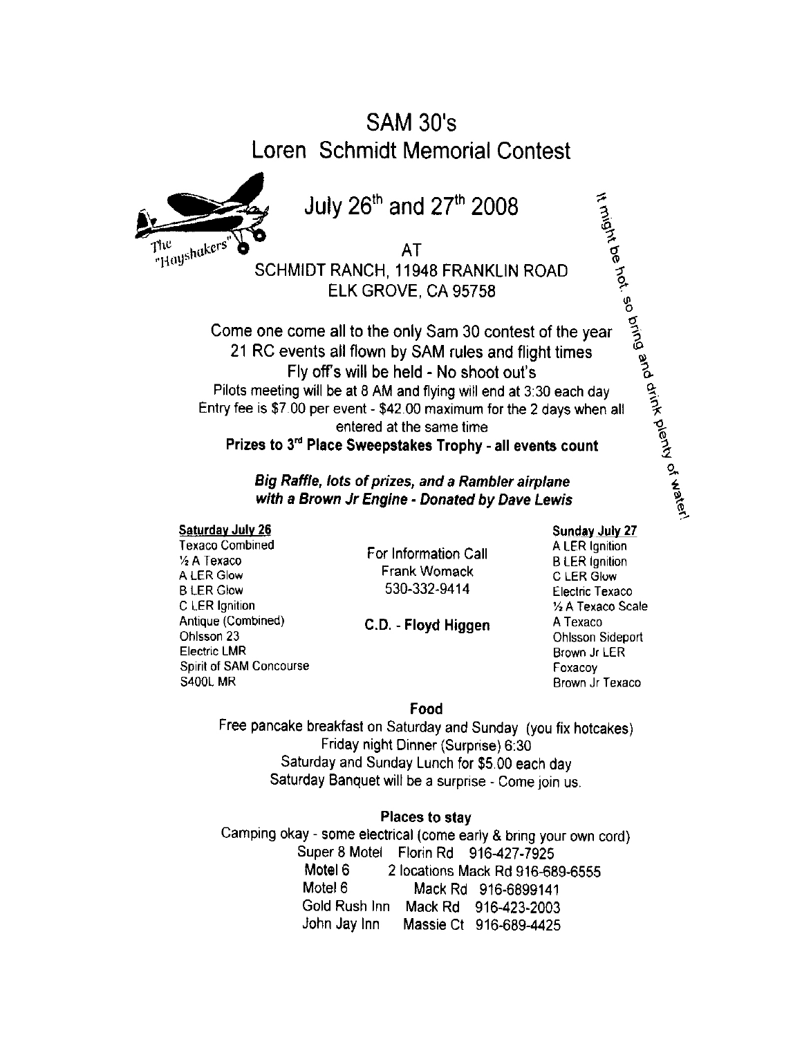# SAM 30's
# Loren Schmidt Memorial Contest

The "Hayshakers"

## July 26th and 27th 2008

AT

SCHMIDT RANCH, 11948 FRANKLIN ROAD
ELK GROVE, CA 95758

It might be hot, so bring and drink plenty of water!

Come one come all to the only Sam 30 contest of the year
21 RC events all flown by SAM rules and flight times
Fly off's will be held - No shoot out's
Pilots meeting will be at 8 AM and flying will end at 3:30 each day
Entry fee is $7.00 per event - $42.00 maximum for the 2 days when all entered at the same time

**Prizes to 3rd Place Sweepstakes Trophy - all events count**

***Big Raffle, lots of prizes, and a Rambler airplane with a Brown Jr Engine - Donated by Dave Lewis***

**Saturday July 26**

- Texaco Combined
- ½ A Texaco
- A LER Glow
- B LER Glow
- C LER Ignition
- Antique (Combined)
- Ohlsson 23
- Electric LMR
- Spirit of SAM Concourse
- S400L MR

For Information Call
Frank Womack
530-332-9414

**C.D. - Floyd Higgen**

**Sunday July 27**

- A LER Ignition
- B LER Ignition
- C LER Glow
- Electric Texaco
- ½ A Texaco Scale
- A Texaco
- Ohlsson Sideport
- Brown Jr LER
- Foxacoy
- Brown Jr Texaco

**Food**

Free pancake breakfast on Saturday and Sunday (you fix hotcakes)
Friday night Dinner (Surprise) 6:30
Saturday and Sunday Lunch for $5.00 each day
Saturday Banquet will be a surprise - Come join us.

**Places to stay**

Camping okay - some electrical (come early & bring your own cord)

Super 8 Motel Florin Rd 916-427-7925
Motel 6 2 locations Mack Rd 916-689-6555
Motel 6 Mack Rd 916-6899141
Gold Rush Inn Mack Rd 916-423-2003
John Jay Inn Massie Ct 916-689-4425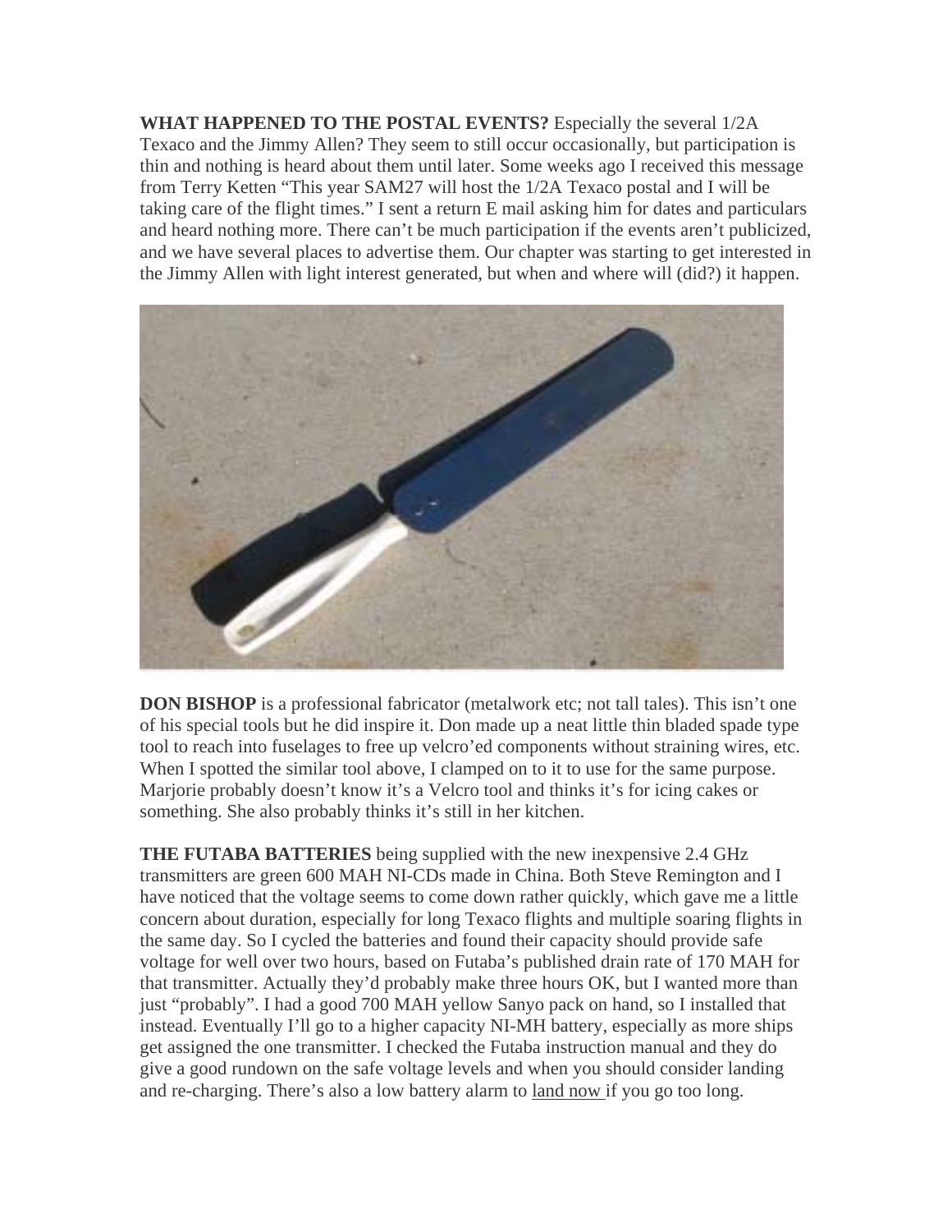**WHAT HAPPENED TO THE POSTAL EVENTS?** Especially the several 1/2A Texaco and the Jimmy Allen? They seem to still occur occasionally, but participation is thin and nothing is heard about them until later. Some weeks ago I received this message from Terry Ketten "This year SAM27 will host the 1/2A Texaco postal and I will be taking care of the flight times." I sent a return E mail asking him for dates and particulars and heard nothing more. There can't be much participation if the events aren't publicized, and we have several places to advertise them. Our chapter was starting to get interested in the Jimmy Allen with light interest generated, but when and where will (did?) it happen.

**DON BISHOP** is a professional fabricator (metalwork etc; not tall tales). This isn't one of his special tools but he did inspire it. Don made up a neat little thin bladed spade type tool to reach into fuselages to free up velcro'ed components without straining wires, etc. When I spotted the similar tool above, I clamped on to it to use for the same purpose. Marjorie probably doesn't know it's a Velcro tool and thinks it's for icing cakes or something. She also probably thinks it's still in her kitchen.

**THE FUTABA BATTERIES** being supplied with the new inexpensive 2.4 GHz transmitters are green 600 MAH NI-CDs made in China. Both Steve Remington and I have noticed that the voltage seems to come down rather quickly, which gave me a little concern about duration, especially for long Texaco flights and multiple soaring flights in the same day. So I cycled the batteries and found their capacity should provide safe voltage for well over two hours, based on Futaba's published drain rate of 170 MAH for that transmitter. Actually they'd probably make three hours OK, but I wanted more than just "probably". I had a good 700 MAH yellow Sanyo pack on hand, so I installed that instead. Eventually I'll go to a higher capacity NI-MH battery, especially as more ships get assigned the one transmitter. I checked the Futaba instruction manual and they do give a good rundown on the safe voltage levels and when you should consider landing and re-charging. There's also a low battery alarm to land now if you go too long.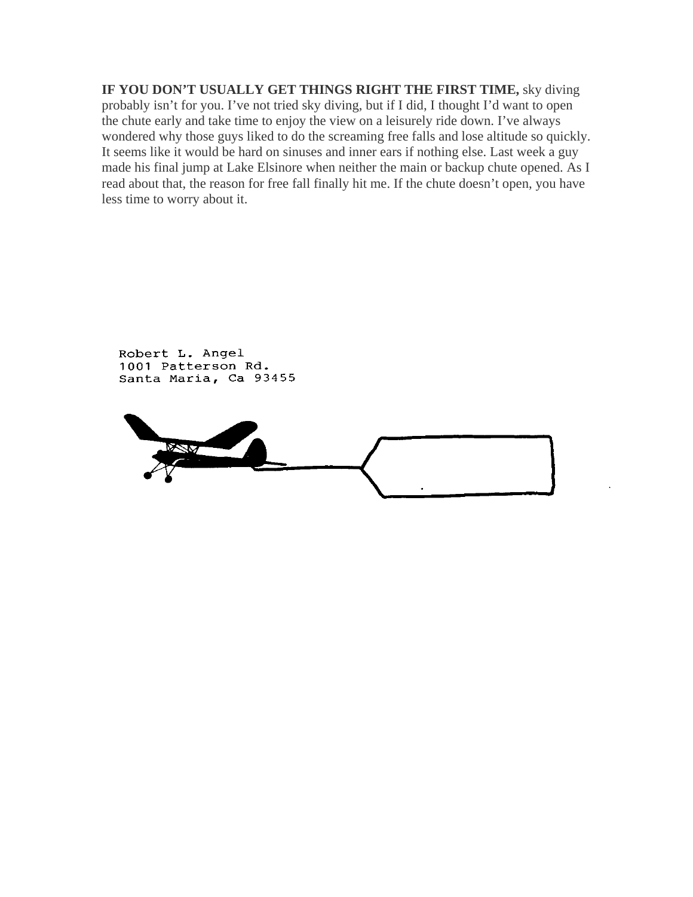**IF YOU DON'T USUALLY GET THINGS RIGHT THE FIRST TIME,** sky diving probably isn't for you. I've not tried sky diving, but if I did, I thought I'd want to open the chute early and take time to enjoy the view on a leisurely ride down. I've always wondered why those guys liked to do the screaming free falls and lose altitude so quickly. It seems like it would be hard on sinuses and inner ears if nothing else. Last week a guy made his final jump at Lake Elsinore when neither the main or backup chute opened. As I read about that, the reason for free fall finally hit me. If the chute doesn't open, you have less time to worry about it.

Robert L. Angel
1001 Patterson Rd.
Santa Maria, Ca 93455